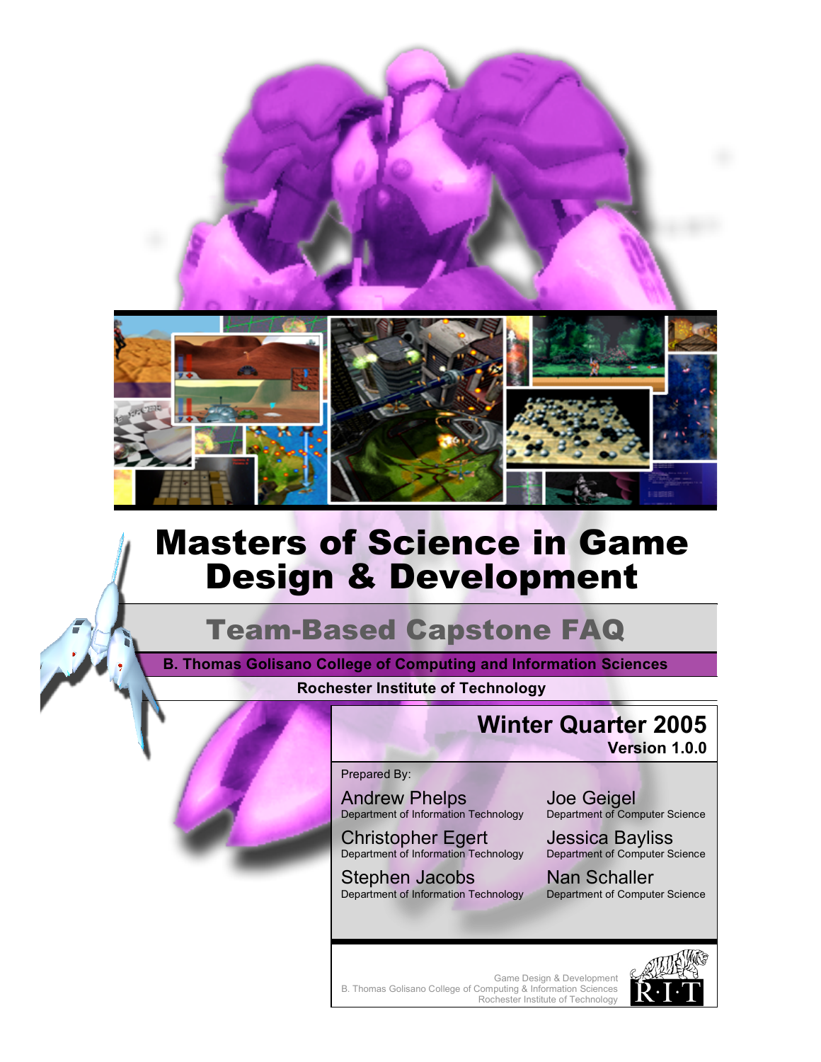# Masters of Science in Game Design & Development

## Team-Based Capstone FAQ

**B. Thomas Golisano College of Computing and Information Sciences**

**Rochester Institute of Technology**

**Winter Quarter 2005**
**Version 1.0.0**

Prepared By:

Andrew Phelps
Department of Information Technology

Joe Geigel
Department of Computer Science

Christopher Egert
Department of Information Technology

Jessica Bayliss
Department of Computer Science

Stephen Jacobs
Department of Information Technology

Nan Schaller
Department of Computer Science

Game Design & Development
B. Thomas Golisano College of Computing & Information Sciences
Rochester Institute of Technology

R·I·T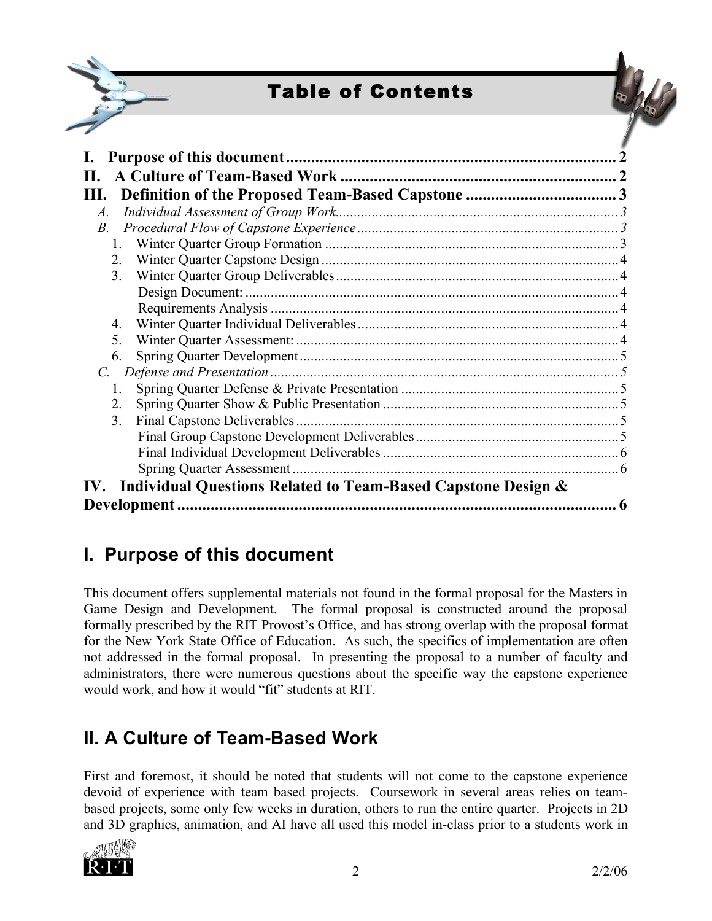# Table of Contents

**I. Purpose of this document** ... 2
**II. A Culture of Team-Based Work** ... 2
**III. Definition of the Proposed Team-Based Capstone** ... 3
- *A. Individual Assessment of Group Work* ... 3
- *B. Procedural Flow of Capstone Experience* ... 3
  1. Winter Quarter Group Formation ... 3
  2. Winter Quarter Capstone Design ... 4
  3. Winter Quarter Group Deliverables ... 4
     - Design Document: ... 4
     - Requirements Analysis ... 4
  4. Winter Quarter Individual Deliverables ... 4
  5. Winter Quarter Assessment: ... 4
  6. Spring Quarter Development ... 5
- *C. Defense and Presentation* ... 5
  1. Spring Quarter Defense & Private Presentation ... 5
  2. Spring Quarter Show & Public Presentation ... 5
  3. Final Capstone Deliverables ... 5
     - Final Group Capstone Development Deliverables ... 5
     - Final Individual Development Deliverables ... 6
     - Spring Quarter Assessment ... 6

**IV. Individual Questions Related to Team-Based Capstone Design & Development** ... 6

## I. Purpose of this document

This document offers supplemental materials not found in the formal proposal for the Masters in Game Design and Development. The formal proposal is constructed around the proposal formally prescribed by the RIT Provost's Office, and has strong overlap with the proposal format for the New York State Office of Education. As such, the specifics of implementation are often not addressed in the formal proposal. In presenting the proposal to a number of faculty and administrators, there were numerous questions about the specific way the capstone experience would work, and how it would "fit" students at RIT.

## II. A Culture of Team-Based Work

First and foremost, it should be noted that students will not come to the capstone experience devoid of experience with team based projects. Coursework in several areas relies on team-based projects, some only few weeks in duration, others to run the entire quarter. Projects in 2D and 3D graphics, animation, and AI have all used this model in-class prior to a students work in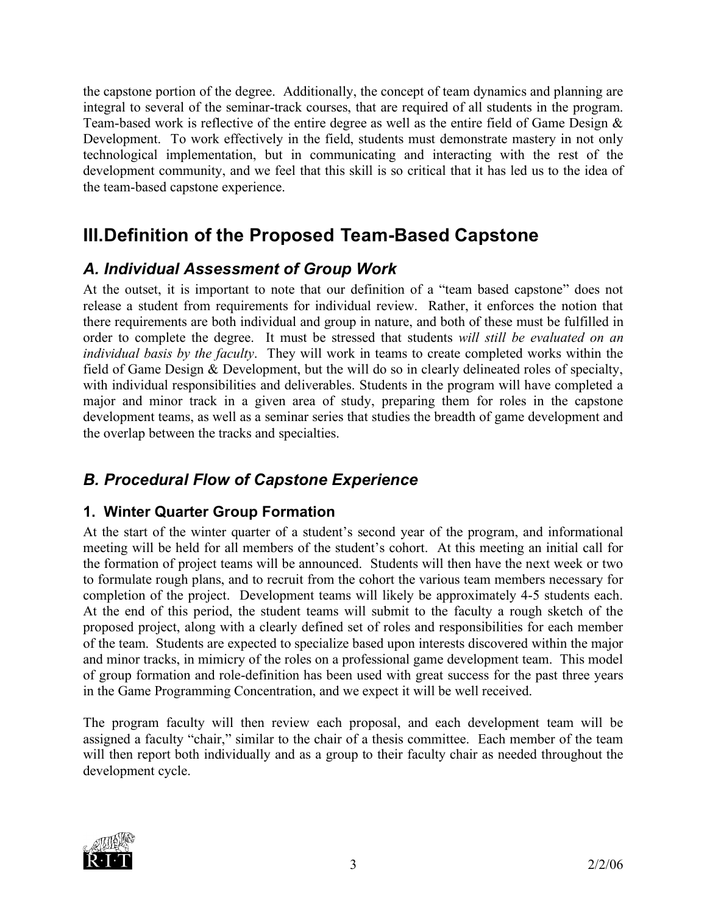the capstone portion of the degree. Additionally, the concept of team dynamics and planning are integral to several of the seminar-track courses, that are required of all students in the program. Team-based work is reflective of the entire degree as well as the entire field of Game Design & Development. To work effectively in the field, students must demonstrate mastery in not only technological implementation, but in communicating and interacting with the rest of the development community, and we feel that this skill is so critical that it has led us to the idea of the team-based capstone experience.

# III. Definition of the Proposed Team-Based Capstone

## *A. Individual Assessment of Group Work*

At the outset, it is important to note that our definition of a "team based capstone" does not release a student from requirements for individual review. Rather, it enforces the notion that there requirements are both individual and group in nature, and both of these must be fulfilled in order to complete the degree. It must be stressed that students *will still be evaluated on an individual basis by the faculty*. They will work in teams to create completed works within the field of Game Design & Development, but the will do so in clearly delineated roles of specialty, with individual responsibilities and deliverables. Students in the program will have completed a major and minor track in a given area of study, preparing them for roles in the capstone development teams, as well as a seminar series that studies the breadth of game development and the overlap between the tracks and specialties.

## *B. Procedural Flow of Capstone Experience*

### 1. Winter Quarter Group Formation

At the start of the winter quarter of a student's second year of the program, and informational meeting will be held for all members of the student's cohort. At this meeting an initial call for the formation of project teams will be announced. Students will then have the next week or two to formulate rough plans, and to recruit from the cohort the various team members necessary for completion of the project. Development teams will likely be approximately 4-5 students each. At the end of this period, the student teams will submit to the faculty a rough sketch of the proposed project, along with a clearly defined set of roles and responsibilities for each member of the team. Students are expected to specialize based upon interests discovered within the major and minor tracks, in mimicry of the roles on a professional game development team. This model of group formation and role-definition has been used with great success for the past three years in the Game Programming Concentration, and we expect it will be well received.

The program faculty will then review each proposal, and each development team will be assigned a faculty "chair," similar to the chair of a thesis committee. Each member of the team will then report both individually and as a group to their faculty chair as needed throughout the development cycle.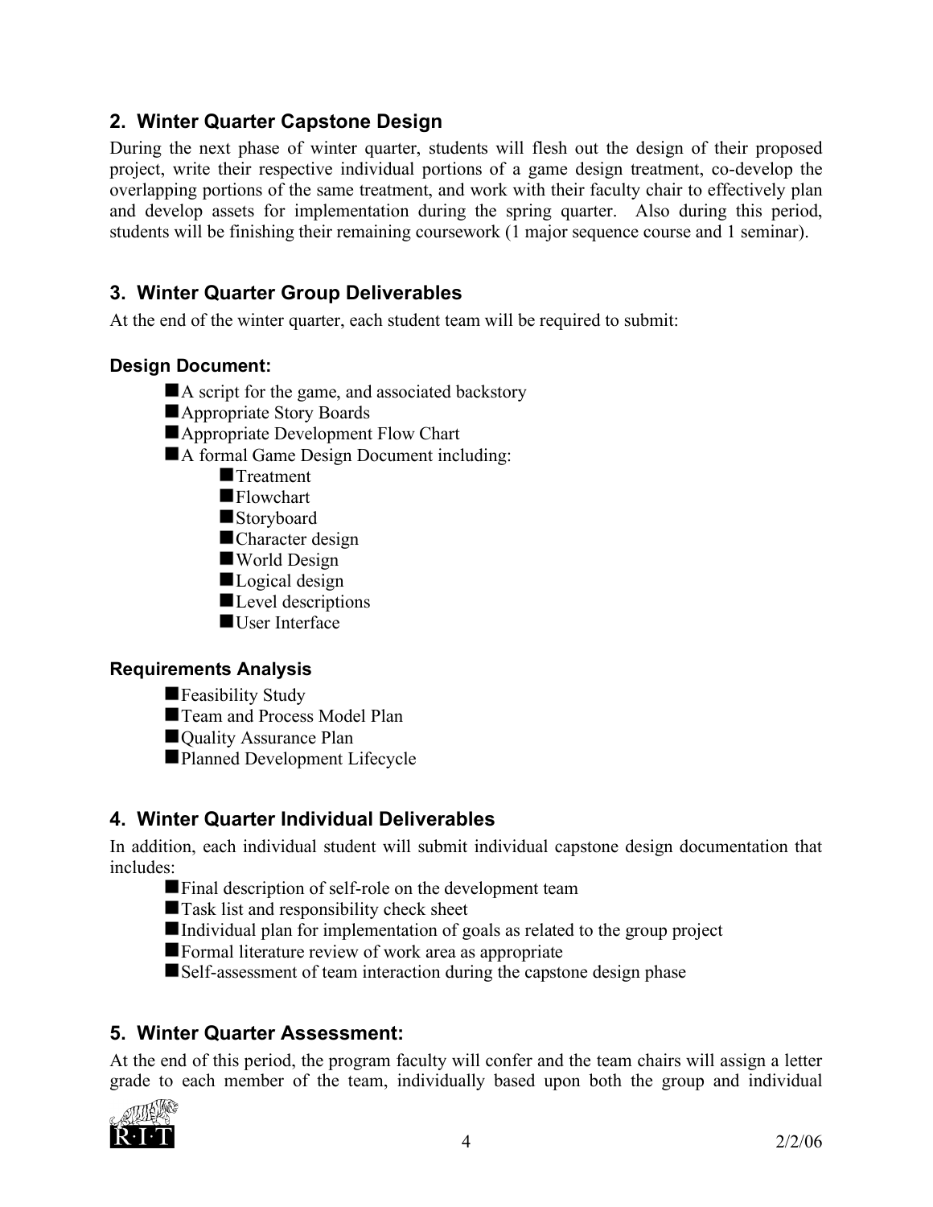## 2. Winter Quarter Capstone Design

During the next phase of winter quarter, students will flesh out the design of their proposed project, write their respective individual portions of a game design treatment, co-develop the overlapping portions of the same treatment, and work with their faculty chair to effectively plan and develop assets for implementation during the spring quarter. Also during this period, students will be finishing their remaining coursework (1 major sequence course and 1 seminar).

## 3. Winter Quarter Group Deliverables

At the end of the winter quarter, each student team will be required to submit:

### Design Document:

- A script for the game, and associated backstory
- Appropriate Story Boards
- Appropriate Development Flow Chart
- A formal Game Design Document including:
  - Treatment
  - Flowchart
  - Storyboard
  - Character design
  - World Design
  - Logical design
  - Level descriptions
  - User Interface

### Requirements Analysis

- Feasibility Study
- Team and Process Model Plan
- Quality Assurance Plan
- Planned Development Lifecycle

## 4. Winter Quarter Individual Deliverables

In addition, each individual student will submit individual capstone design documentation that includes:

- Final description of self-role on the development team
- Task list and responsibility check sheet
- Individual plan for implementation of goals as related to the group project
- Formal literature review of work area as appropriate
- Self-assessment of team interaction during the capstone design phase

## 5. Winter Quarter Assessment:

At the end of this period, the program faculty will confer and the team chairs will assign a letter grade to each member of the team, individually based upon both the group and individual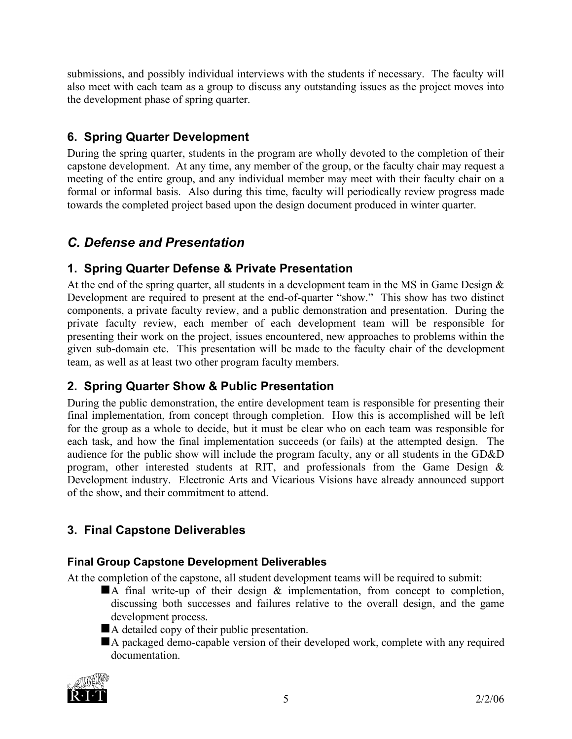submissions, and possibly individual interviews with the students if necessary. The faculty will also meet with each team as a group to discuss any outstanding issues as the project moves into the development phase of spring quarter.

### 6. Spring Quarter Development

During the spring quarter, students in the program are wholly devoted to the completion of their capstone development. At any time, any member of the group, or the faculty chair may request a meeting of the entire group, and any individual member may meet with their faculty chair on a formal or informal basis. Also during this time, faculty will periodically review progress made towards the completed project based upon the design document produced in winter quarter.

## *C. Defense and Presentation*

### 1. Spring Quarter Defense & Private Presentation

At the end of the spring quarter, all students in a development team in the MS in Game Design & Development are required to present at the end-of-quarter "show." This show has two distinct components, a private faculty review, and a public demonstration and presentation. During the private faculty review, each member of each development team will be responsible for presenting their work on the project, issues encountered, new approaches to problems within the given sub-domain etc. This presentation will be made to the faculty chair of the development team, as well as at least two other program faculty members.

### 2. Spring Quarter Show & Public Presentation

During the public demonstration, the entire development team is responsible for presenting their final implementation, from concept through completion. How this is accomplished will be left for the group as a whole to decide, but it must be clear who on each team was responsible for each task, and how the final implementation succeeds (or fails) at the attempted design. The audience for the public show will include the program faculty, any or all students in the GD&D program, other interested students at RIT, and professionals from the Game Design & Development industry. Electronic Arts and Vicarious Visions have already announced support of the show, and their commitment to attend.

### 3. Final Capstone Deliverables

#### Final Group Capstone Development Deliverables

At the completion of the capstone, all student development teams will be required to submit:

- A final write-up of their design & implementation, from concept to completion, discussing both successes and failures relative to the overall design, and the game development process.
- A detailed copy of their public presentation.
- A packaged demo-capable version of their developed work, complete with any required documentation.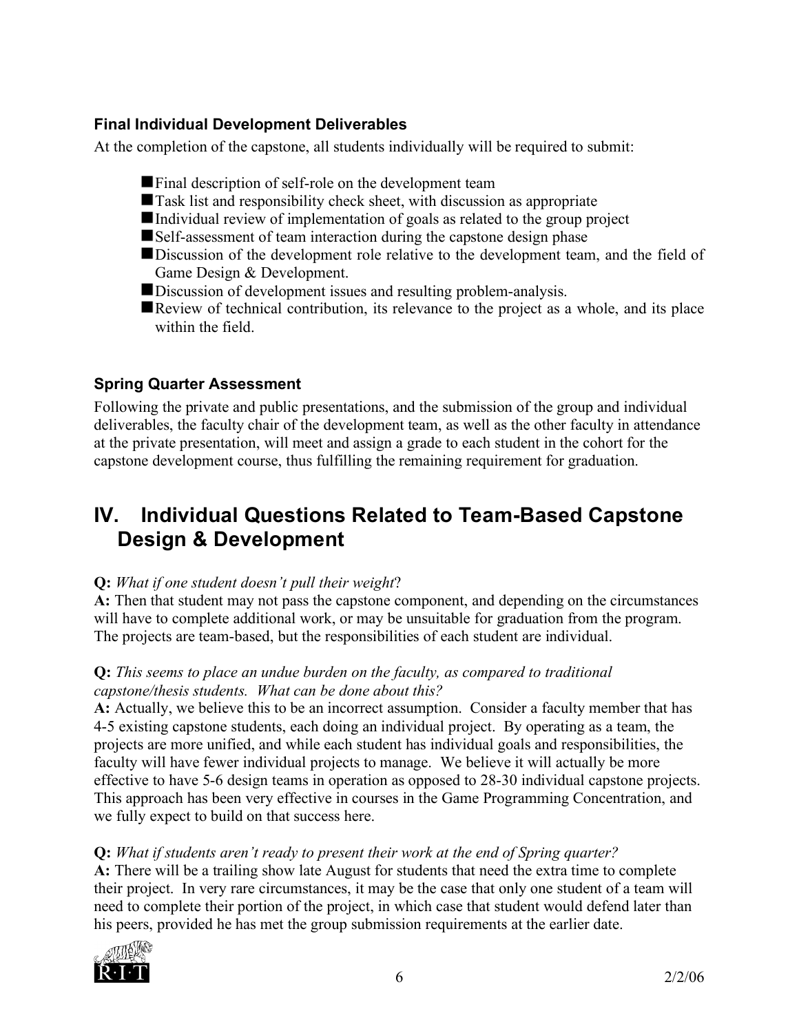### Final Individual Development Deliverables

At the completion of the capstone, all students individually will be required to submit:

- Final description of self-role on the development team
- Task list and responsibility check sheet, with discussion as appropriate
- Individual review of implementation of goals as related to the group project
- Self-assessment of team interaction during the capstone design phase
- Discussion of the development role relative to the development team, and the field of Game Design & Development.
- Discussion of development issues and resulting problem-analysis.
- Review of technical contribution, its relevance to the project as a whole, and its place within the field.

### Spring Quarter Assessment

Following the private and public presentations, and the submission of the group and individual deliverables, the faculty chair of the development team, as well as the other faculty in attendance at the private presentation, will meet and assign a grade to each student in the cohort for the capstone development course, thus fulfilling the remaining requirement for graduation.

## IV. Individual Questions Related to Team-Based Capstone Design & Development

**Q:** *What if one student doesn't pull their weight*?
**A:** Then that student may not pass the capstone component, and depending on the circumstances will have to complete additional work, or may be unsuitable for graduation from the program. The projects are team-based, but the responsibilities of each student are individual.

**Q:** *This seems to place an undue burden on the faculty, as compared to traditional capstone/thesis students. What can be done about this?*
**A:** Actually, we believe this to be an incorrect assumption. Consider a faculty member that has 4-5 existing capstone students, each doing an individual project. By operating as a team, the projects are more unified, and while each student has individual goals and responsibilities, the faculty will have fewer individual projects to manage. We believe it will actually be more effective to have 5-6 design teams in operation as opposed to 28-30 individual capstone projects. This approach has been very effective in courses in the Game Programming Concentration, and we fully expect to build on that success here.

**Q:** *What if students aren't ready to present their work at the end of Spring quarter?*
**A:** There will be a trailing show late August for students that need the extra time to complete their project. In very rare circumstances, it may be the case that only one student of a team will need to complete their portion of the project, in which case that student would defend later than his peers, provided he has met the group submission requirements at the earlier date.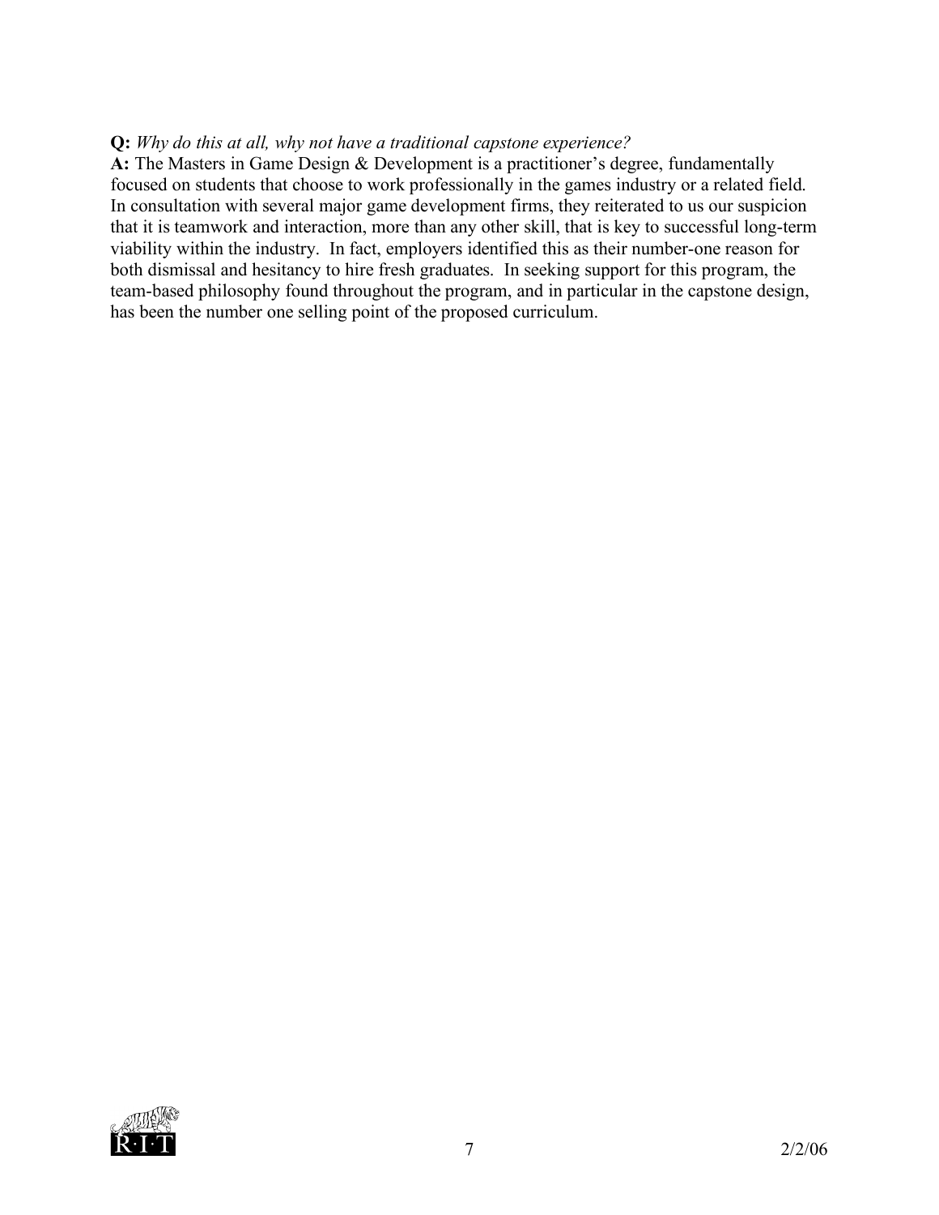**Q:** *Why do this at all, why not have a traditional capstone experience?*
**A:** The Masters in Game Design & Development is a practitioner's degree, fundamentally focused on students that choose to work professionally in the games industry or a related field. In consultation with several major game development firms, they reiterated to us our suspicion that it is teamwork and interaction, more than any other skill, that is key to successful long-term viability within the industry. In fact, employers identified this as their number-one reason for both dismissal and hesitancy to hire fresh graduates. In seeking support for this program, the team-based philosophy found throughout the program, and in particular in the capstone design, has been the number one selling point of the proposed curriculum.